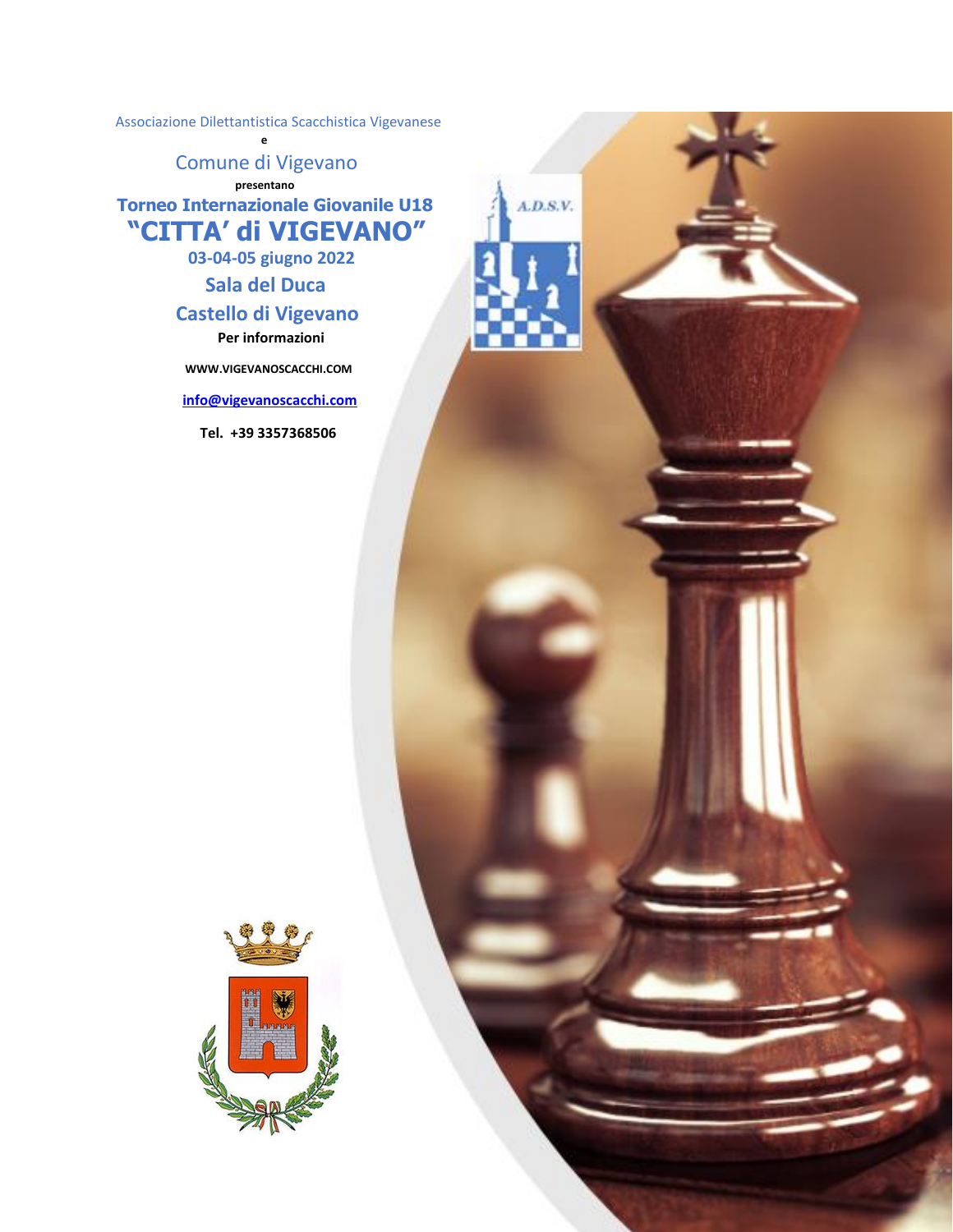Associazione Dilettantistica Scacchistica Vigevanese

e

Comune di Vigevano

**presentano**

# Torneo Internazionale Giovanile U18

# "CITTA' di VIGEVANO"

**03-04-05 giugno 2022**

**Sala del Duca**

**Castello di Vigevano**

**Per informazioni**

**WWW.VIGEVANOSCACCHI.COM**

**info@vigevanoscacchi.com**

**Tel. +39 3357368506**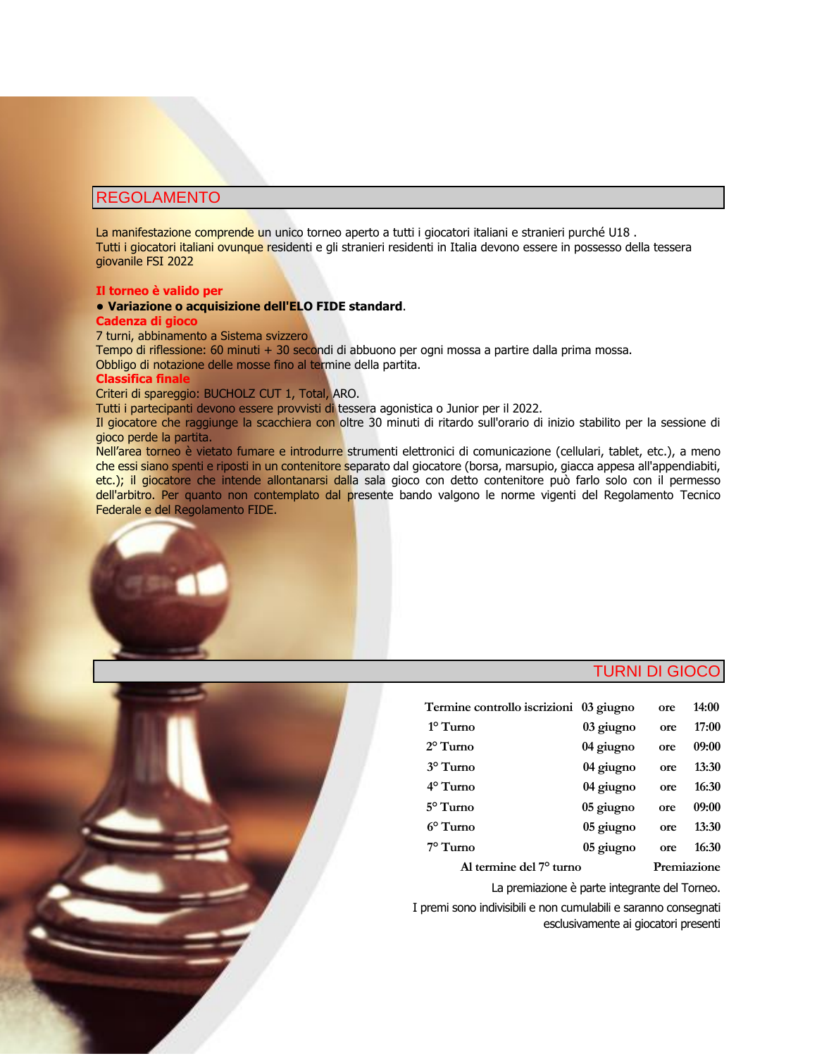## REGOLAMENTO

La manifestazione comprende un unico torneo aperto a tutti i giocatori italiani e stranieri purché U18 .
Tutti i giocatori italiani ovunque residenti e gli stranieri residenti in Italia devono essere in possesso della tessera giovanile FSI 2022

**Il torneo è valido per**

**• Variazione o acquisizione dell'ELO FIDE standard**.

**Cadenza di gioco**

7 turni, abbinamento a Sistema svizzero
Tempo di riflessione: 60 minuti + 30 secondi di abbuono per ogni mossa a partire dalla prima mossa.
Obbligo di notazione delle mosse fino al termine della partita.

**Classifica finale**

Criteri di spareggio: BUCHOLZ CUT 1, Total, ARO.
Tutti i partecipanti devono essere provvisti di tessera agonistica o Junior per il 2022.
Il giocatore che raggiunge la scacchiera con oltre 30 minuti di ritardo sull'orario di inizio stabilito per la sessione di gioco perde la partita.
Nell'area torneo è vietato fumare e introdurre strumenti elettronici di comunicazione (cellulari, tablet, etc.), a meno che essi siano spenti e riposti in un contenitore separato dal giocatore (borsa, marsupio, giacca appesa all'appendiabiti, etc.); il giocatore che intende allontanarsi dalla sala gioco con detto contenitore può farlo solo con il permesso dell'arbitro. Per quanto non contemplato dal presente bando valgono le norme vigenti del Regolamento Tecnico Federale e del Regolamento FIDE.

## TURNI DI GIOCO

| | | | |
|---|---|---|---|
| Termine controllo iscrizioni | 03 giugno | ore | 14:00 |
| 1° Turno | 03 giugno | ore | 17:00 |
| 2° Turno | 04 giugno | ore | 09:00 |
| 3° Turno | 04 giugno | ore | 13:30 |
| 4° Turno | 04 giugno | ore | 16:30 |
| 5° Turno | 05 giugno | ore | 09:00 |
| 6° Turno | 05 giugno | ore | 13:30 |
| 7° Turno | 05 giugno | ore | 16:30 |
| Al termine del 7° turno | | | Premiazione |

La premiazione è parte integrante del Torneo.

I premi sono indivisibili e non cumulabili e saranno consegnati esclusivamente ai giocatori presenti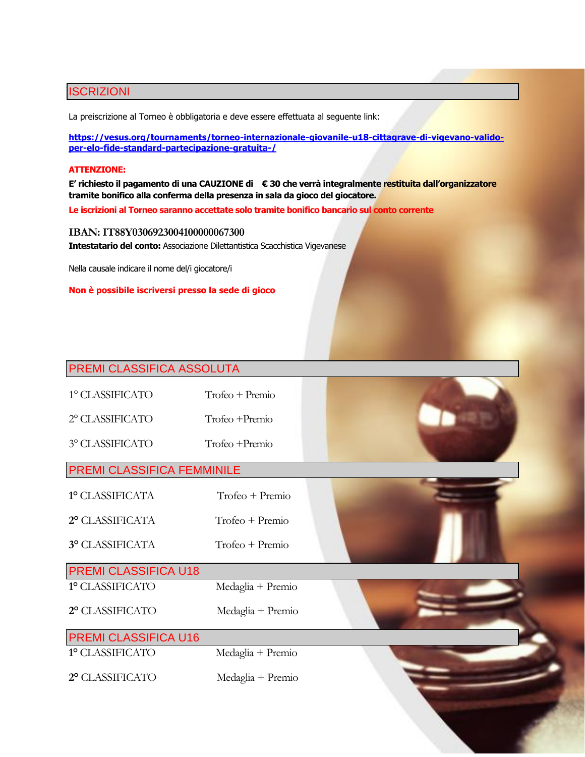## ISCRIZIONI

La preiscrizione al Torneo è obbligatoria e deve essere effettuata al seguente link:

**https://vesus.org/tournaments/torneo-internazionale-giovanile-u18-cittagrave-di-vigevano-valido-per-elo-fide-standard-partecipazione-gratuita-/**

**ATTENZIONE:**

**E' richiesto il pagamento di una CAUZIONE di € 30 che verrà integralmente restituita dall'organizzatore tramite bonifico alla conferma della presenza in sala da gioco del giocatore.**

**Le iscrizioni al Torneo saranno accettate solo tramite bonifico bancario sul conto corrente**

**IBAN: IT88Y0306923004100000067300**

**Intestatario del conto:** Associazione Dilettantistica Scacchistica Vigevanese

Nella causale indicare il nome del/i giocatore/i

**Non è possibile iscriversi presso la sede di gioco**

## PREMI CLASSIFICA ASSOLUTA

| | |
|---|---|
| 1° CLASSIFICATO | Trofeo + Premio |
| 2° CLASSIFICATO | Trofeo +Premio |
| 3° CLASSIFICATO | Trofeo +Premio |

## PREMI CLASSIFICA FEMMINILE

| | |
|---|---|
| **1°** CLASSIFICATA | Trofeo + Premio |
| **2°** CLASSIFICATA | Trofeo + Premio |
| **3°** CLASSIFICATA | Trofeo + Premio |

## PREMI CLASSIFICA U18

| | |
|---|---|
| **1°** CLASSIFICATO | Medaglia + Premio |
| **2°** CLASSIFICATO | Medaglia + Premio |

## PREMI CLASSIFICA U16

| | |
|---|---|
| **1°** CLASSIFICATO | Medaglia + Premio |
| **2°** CLASSIFICATO | Medaglia + Premio |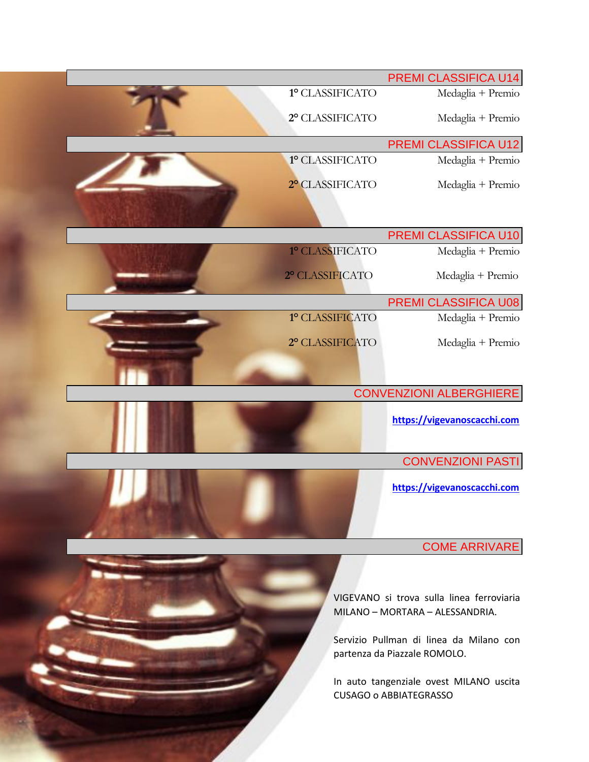## PREMI CLASSIFICA U14

| | |
|---|---|
| 1° CLASSIFICATO | Medaglia + Premio |
| 2° CLASSIFICATO | Medaglia + Premio |

## PREMI CLASSIFICA U12

| | |
|---|---|
| 1° CLASSIFICATO | Medaglia + Premio |
| 2° CLASSIFICATO | Medaglia + Premio |

## PREMI CLASSIFICA U10

| | |
|---|---|
| 1° CLASSIFICATO | Medaglia + Premio |
| 2° CLASSIFICATO | Medaglia + Premio |

## PREMI CLASSIFICA U08

| | |
|---|---|
| 1° CLASSIFICATO | Medaglia + Premio |
| 2° CLASSIFICATO | Medaglia + Premio |

## CONVENZIONI ALBERGHIERE

https://vigevanoscacchi.com

## CONVENZIONI PASTI

https://vigevanoscacchi.com

## COME ARRIVARE

VIGEVANO si trova sulla linea ferroviaria MILANO – MORTARA – ALESSANDRIA.

Servizio Pullman di linea da Milano con partenza da Piazzale ROMOLO.

In auto tangenziale ovest MILANO uscita CUSAGO o ABBIATEGRASSO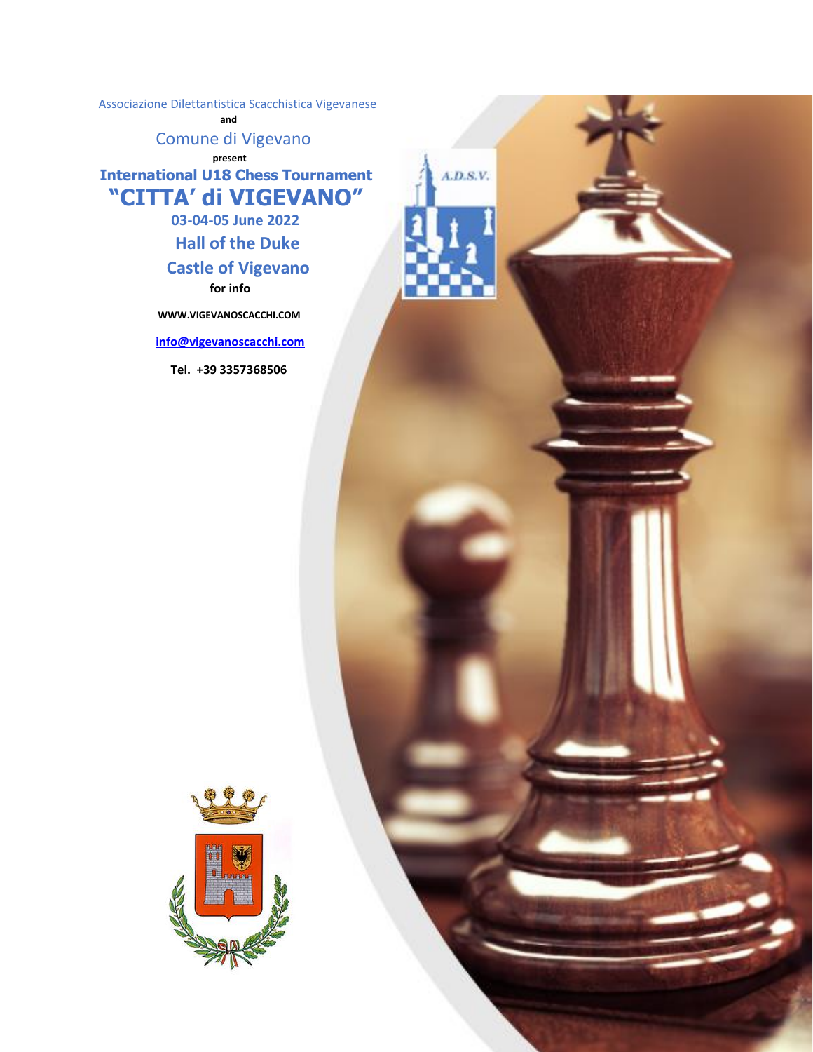Associazione Dilettantistica Scacchistica Vigevanese

and

Comune di Vigevano

present

# International U18 Chess Tournament

# "CITTA' di VIGEVANO"

**03-04-05 June 2022**

**Hall of the Duke**

**Castle of Vigevano**

**for info**

**WWW.VIGEVANOSCACCHI.COM**

**info@vigevanoscacchi.com**

**Tel. +39 3357368506**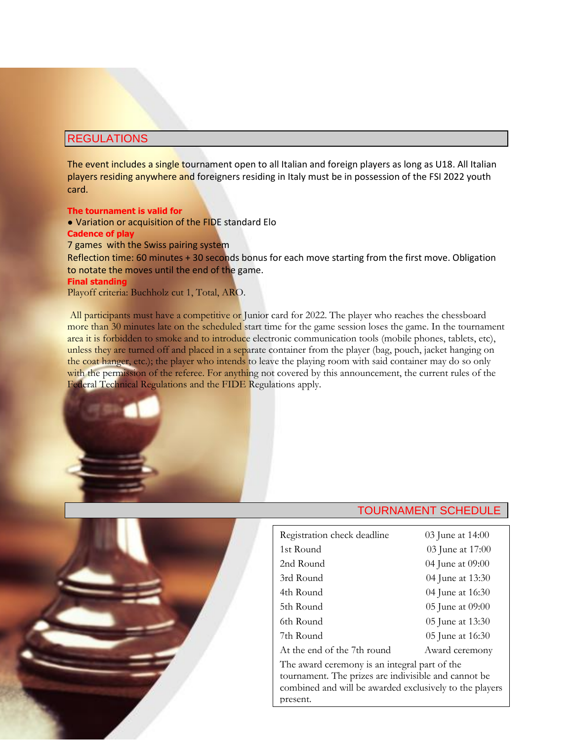## REGULATIONS

The event includes a single tournament open to all Italian and foreign players as long as U18. All Italian players residing anywhere and foreigners residing in Italy must be in possession of the FSI 2022 youth card.

**The tournament is valid for**

- Variation or acquisition of the FIDE standard Elo

**Cadence of play**

7 games with the Swiss pairing system

Reflection time: 60 minutes + 30 seconds bonus for each move starting from the first move. Obligation to notate the moves until the end of the game.

**Final standing**

Playoff criteria: Buchholz cut 1, Total, ARO.

All participants must have a competitive or Junior card for 2022. The player who reaches the chessboard more than 30 minutes late on the scheduled start time for the game session loses the game. In the tournament area it is forbidden to smoke and to introduce electronic communication tools (mobile phones, tablets, etc), unless they are turned off and placed in a separate container from the player (bag, pouch, jacket hanging on the coat hanger, etc.); the player who intends to leave the playing room with said container may do so only with the permission of the referee. For anything not covered by this announcement, the current rules of the Federal Technical Regulations and the FIDE Regulations apply.

## TOURNAMENT SCHEDULE

| | |
|---|---|
| Registration check deadline | 03 June at 14:00 |
| 1st Round | 03 June at 17:00 |
| 2nd Round | 04 June at 09:00 |
| 3rd Round | 04 June at 13:30 |
| 4th Round | 04 June at 16:30 |
| 5th Round | 05 June at 09:00 |
| 6th Round | 05 June at 13:30 |
| 7th Round | 05 June at 16:30 |
| At the end of the 7th round | Award ceremony |

The award ceremony is an integral part of the tournament. The prizes are indivisible and cannot be combined and will be awarded exclusively to the players present.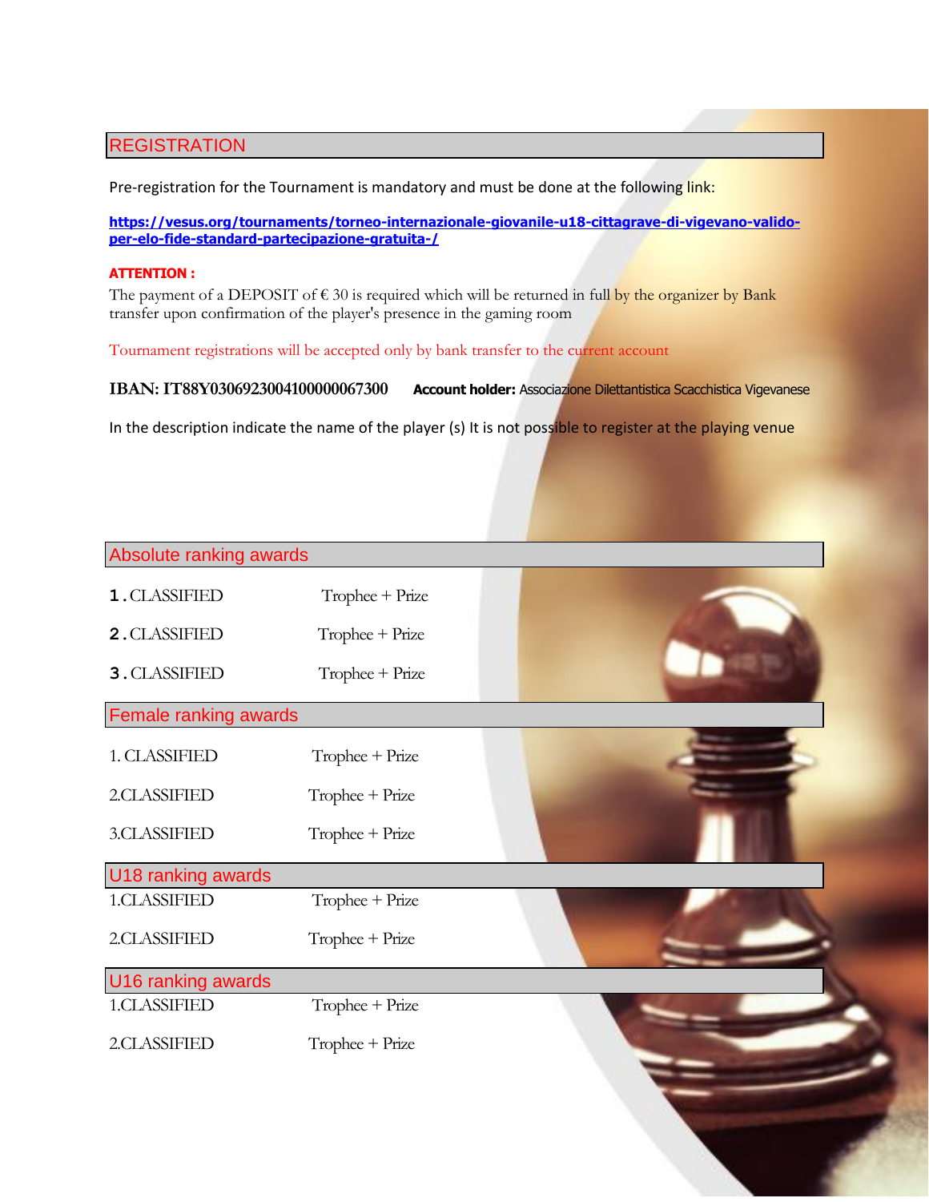## REGISTRATION

Pre-registration for the Tournament is mandatory and must be done at the following link:

**https://vesus.org/tournaments/torneo-internazionale-giovanile-u18-cittagrave-di-vigevano-valido-per-elo-fide-standard-partecipazione-gratuita-/**

**ATTENTION :**

The payment of a DEPOSIT of € 30 is required which will be returned in full by the organizer by Bank transfer upon confirmation of the player's presence in the gaming room

Tournament registrations will be accepted only by bank transfer to the current account

**IBAN: IT88Y0306923004100000067300** **Account holder:** Associazione Dilettantistica Scacchistica Vigevanese

In the description indicate the name of the player (s) It is not possible to register at the playing venue

## Absolute ranking awards

| | |
|---|---|
| 1. CLASSIFIED | Trophee + Prize |
| 2. CLASSIFIED | Trophee + Prize |
| 3. CLASSIFIED | Trophee + Prize |

## Female ranking awards

| | |
|---|---|
| 1. CLASSIFIED | Trophee + Prize |
| 2.CLASSIFIED | Trophee + Prize |
| 3.CLASSIFIED | Trophee + Prize |

## U18 ranking awards

| | |
|---|---|
| 1.CLASSIFIED | Trophee + Prize |
| 2.CLASSIFIED | Trophee + Prize |

## U16 ranking awards

| | |
|---|---|
| 1.CLASSIFIED | Trophee + Prize |
| 2.CLASSIFIED | Trophee + Prize |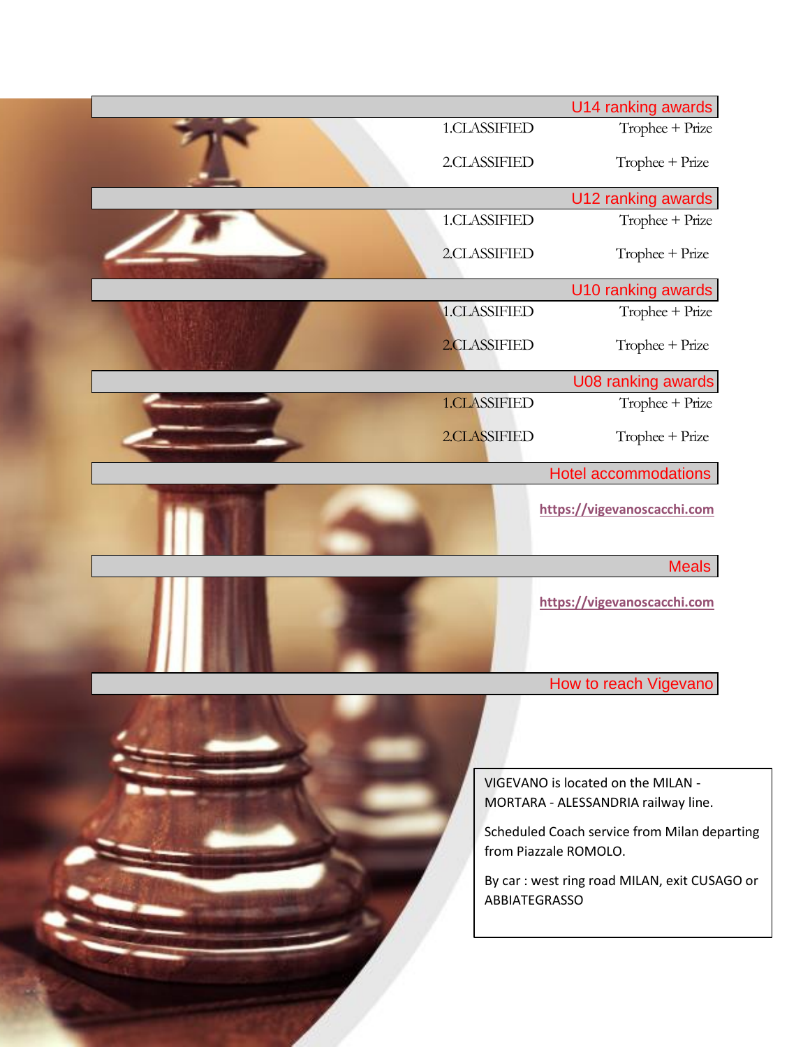## U14 ranking awards

| | |
|---|---|
| 1.CLASSIFIED | Trophee + Prize |
| 2.CLASSIFIED | Trophee + Prize |

## U12 ranking awards

| | |
|---|---|
| 1.CLASSIFIED | Trophee + Prize |
| 2.CLASSIFIED | Trophee + Prize |

## U10 ranking awards

| | |
|---|---|
| 1.CLASSIFIED | Trophee + Prize |
| 2.CLASSIFIED | Trophee + Prize |

## U08 ranking awards

| | |
|---|---|
| 1.CLASSIFIED | Trophee + Prize |
| 2.CLASSIFIED | Trophee + Prize |

## Hotel accommodations

https://vigevanoscacchi.com

## Meals

https://vigevanoscacchi.com

## How to reach Vigevano

VIGEVANO is located on the MILAN - MORTARA - ALESSANDRIA railway line.

Scheduled Coach service from Milan departing from Piazzale ROMOLO.

By car : west ring road MILAN, exit CUSAGO or ABBIATEGRASSO